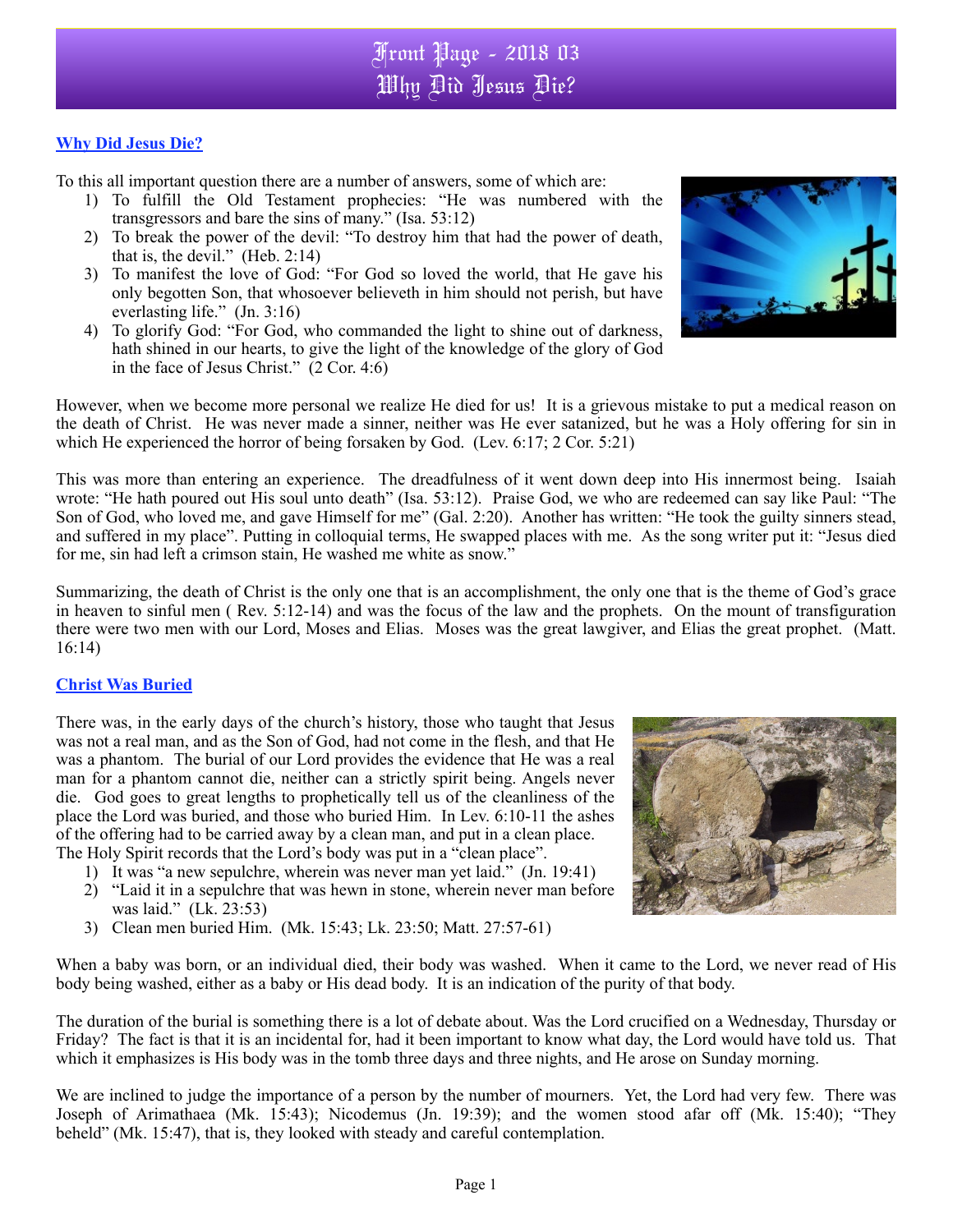# Front Page - 2018 03
# Why Did Jesus Die?

## Why Did Jesus Die?

To this all important question there are a number of answers, some of which are:

1) To fulfill the Old Testament prophecies: "He was numbered with the transgressors and bare the sins of many." (Isa. 53:12)
2) To break the power of the devil: "To destroy him that had the power of death, that is, the devil." (Heb. 2:14)
3) To manifest the love of God: "For God so loved the world, that He gave his only begotten Son, that whosoever believeth in him should not perish, but have everlasting life." (Jn. 3:16)
4) To glorify God: "For God, who commanded the light to shine out of darkness, hath shined in our hearts, to give the light of the knowledge of the glory of God in the face of Jesus Christ." (2 Cor. 4:6)

However, when we become more personal we realize He died for us! It is a grievous mistake to put a medical reason on the death of Christ. He was never made a sinner, neither was He ever satanized, but he was a Holy offering for sin in which He experienced the horror of being forsaken by God. (Lev. 6:17; 2 Cor. 5:21)

This was more than entering an experience. The dreadfulness of it went down deep into His innermost being. Isaiah wrote: "He hath poured out His soul unto death" (Isa. 53:12). Praise God, we who are redeemed can say like Paul: "The Son of God, who loved me, and gave Himself for me" (Gal. 2:20). Another has written: "He took the guilty sinners stead, and suffered in my place". Putting in colloquial terms, He swapped places with me. As the song writer put it: "Jesus died for me, sin had left a crimson stain, He washed me white as snow."

Summarizing, the death of Christ is the only one that is an accomplishment, the only one that is the theme of God's grace in heaven to sinful men ( Rev. 5:12-14) and was the focus of the law and the prophets. On the mount of transfiguration there were two men with our Lord, Moses and Elias. Moses was the great lawgiver, and Elias the great prophet. (Matt. 16:14)

## Christ Was Buried

There was, in the early days of the church's history, those who taught that Jesus was not a real man, and as the Son of God, had not come in the flesh, and that He was a phantom. The burial of our Lord provides the evidence that He was a real man for a phantom cannot die, neither can a strictly spirit being. Angels never die. God goes to great lengths to prophetically tell us of the cleanliness of the place the Lord was buried, and those who buried Him. In Lev. 6:10-11 the ashes of the offering had to be carried away by a clean man, and put in a clean place. The Holy Spirit records that the Lord's body was put in a "clean place".

1) It was "a new sepulchre, wherein was never man yet laid." (Jn. 19:41)
2) "Laid it in a sepulchre that was hewn in stone, wherein never man before was laid." (Lk. 23:53)
3) Clean men buried Him. (Mk. 15:43; Lk. 23:50; Matt. 27:57-61)

When a baby was born, or an individual died, their body was washed. When it came to the Lord, we never read of His body being washed, either as a baby or His dead body. It is an indication of the purity of that body.

The duration of the burial is something there is a lot of debate about. Was the Lord crucified on a Wednesday, Thursday or Friday? The fact is that it is an incidental for, had it been important to know what day, the Lord would have told us. That which it emphasizes is His body was in the tomb three days and three nights, and He arose on Sunday morning.

We are inclined to judge the importance of a person by the number of mourners. Yet, the Lord had very few. There was Joseph of Arimathaea (Mk. 15:43); Nicodemus (Jn. 19:39); and the women stood afar off (Mk. 15:40); "They beheld" (Mk. 15:47), that is, they looked with steady and careful contemplation.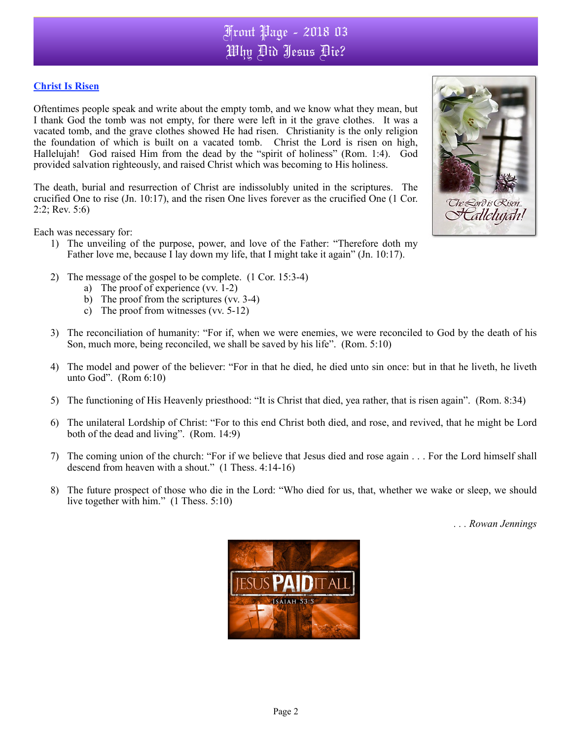# Front Page - 2018 03
# Why Did Jesus Die?

## Christ Is Risen

Oftentimes people speak and write about the empty tomb, and we know what they mean, but I thank God the tomb was not empty, for there were left in it the grave clothes. It was a vacated tomb, and the grave clothes showed He had risen. Christianity is the only religion the foundation of which is built on a vacated tomb. Christ the Lord is risen on high, Hallelujah! God raised Him from the dead by the "spirit of holiness" (Rom. 1:4). God provided salvation righteously, and raised Christ which was becoming to His holiness.

The death, burial and resurrection of Christ are indissolubly united in the scriptures. The crucified One to rise (Jn. 10:17), and the risen One lives forever as the crucified One (1 Cor. 2:2; Rev. 5:6)

Each was necessary for:

1) The unveiling of the purpose, power, and love of the Father: "Therefore doth my Father love me, because I lay down my life, that I might take it again" (Jn. 10:17).

2) The message of the gospel to be complete. (1 Cor. 15:3-4)
   a) The proof of experience (vv. 1-2)
   b) The proof from the scriptures (vv. 3-4)
   c) The proof from witnesses (vv. 5-12)

3) The reconciliation of humanity: "For if, when we were enemies, we were reconciled to God by the death of his Son, much more, being reconciled, we shall be saved by his life". (Rom. 5:10)

4) The model and power of the believer: "For in that he died, he died unto sin once: but in that he liveth, he liveth unto God". (Rom 6:10)

5) The functioning of His Heavenly priesthood: "It is Christ that died, yea rather, that is risen again". (Rom. 8:34)

6) The unilateral Lordship of Christ: "For to this end Christ both died, and rose, and revived, that he might be Lord both of the dead and living". (Rom. 14:9)

7) The coming union of the church: "For if we believe that Jesus died and rose again . . . For the Lord himself shall descend from heaven with a shout." (1 Thess. 4:14-16)

8) The future prospect of those who die in the Lord: "Who died for us, that, whether we wake or sleep, we should live together with him." (1 Thess. 5:10)

*. . . Rowan Jennings*